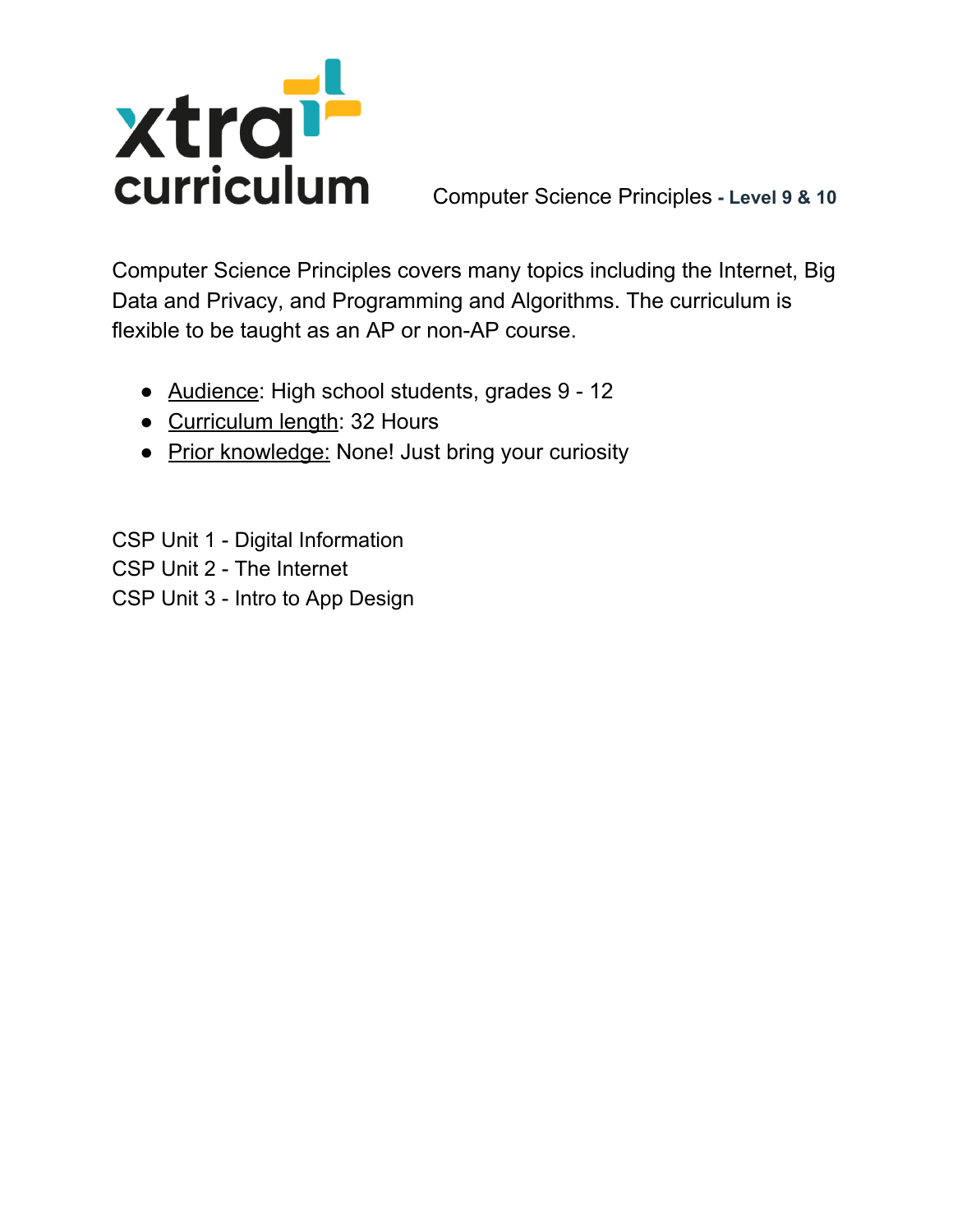xtra curriculum

# Computer Science Principles - **Level 9 & 10**

Computer Science Principles covers many topics including the Internet, Big Data and Privacy, and Programming and Algorithms. The curriculum is flexible to be taught as an AP or non-AP course.

- Audience: High school students, grades 9 - 12
- Curriculum length: 32 Hours
- Prior knowledge: None! Just bring your curiosity

CSP Unit 1 - Digital Information
CSP Unit 2 - The Internet
CSP Unit 3 - Intro to App Design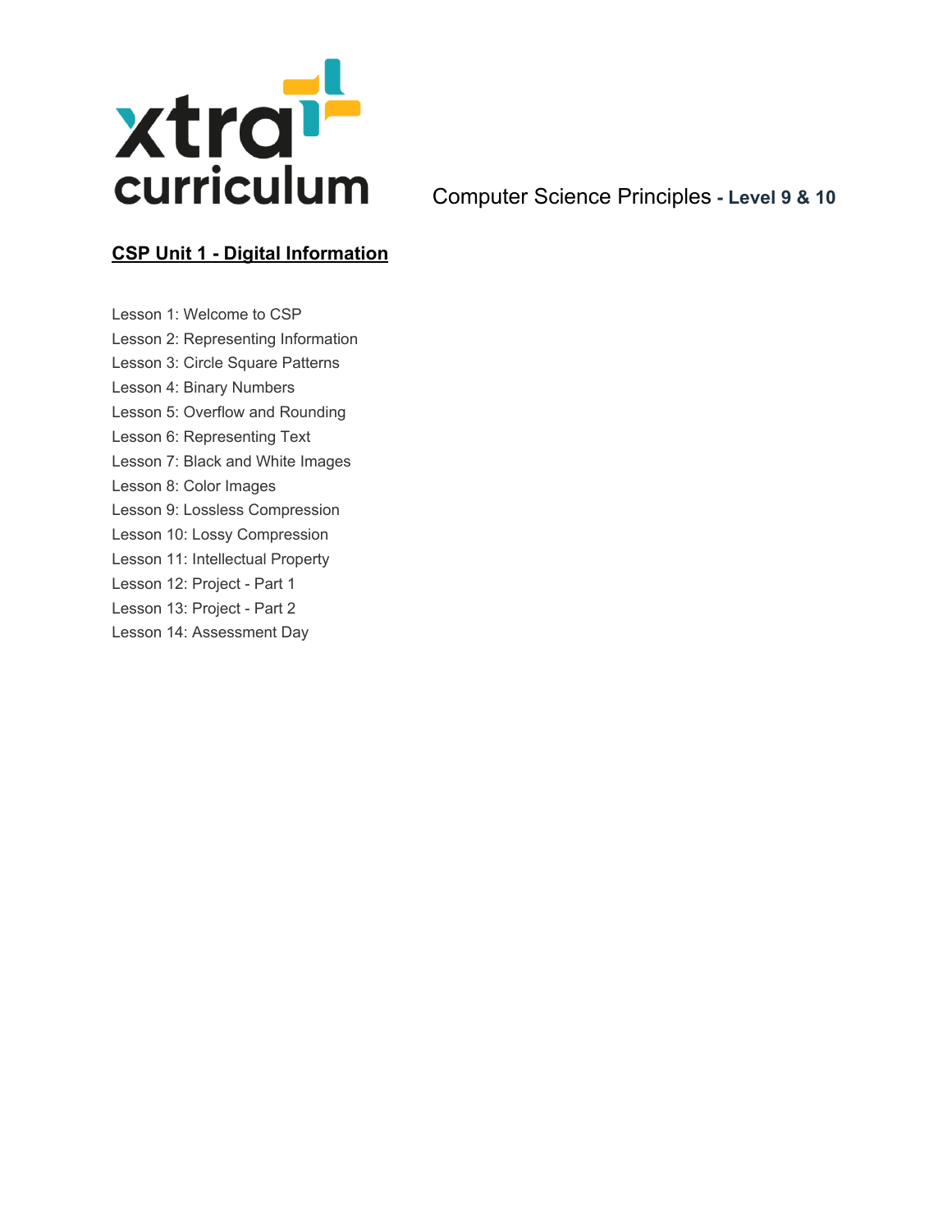Computer Science Principles **- Level 9 & 10**

## **CSP Unit 1 - Digital Information**

Lesson 1: Welcome to CSP
Lesson 2: Representing Information
Lesson 3: Circle Square Patterns
Lesson 4: Binary Numbers
Lesson 5: Overflow and Rounding
Lesson 6: Representing Text
Lesson 7: Black and White Images
Lesson 8: Color Images
Lesson 9: Lossless Compression
Lesson 10: Lossy Compression
Lesson 11: Intellectual Property
Lesson 12: Project - Part 1
Lesson 13: Project - Part 2
Lesson 14: Assessment Day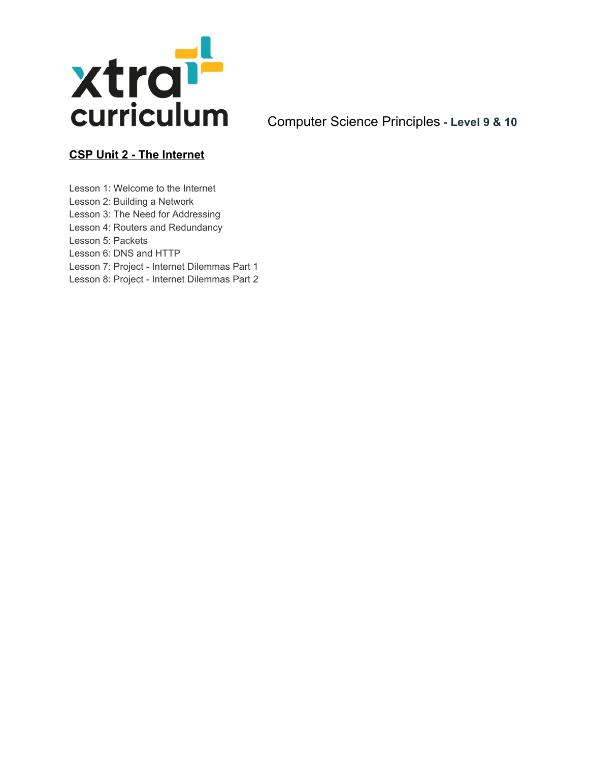xtra curriculum

Computer Science Principles **- Level 9 & 10**

## **CSP Unit 2 - The Internet**

Lesson 1: Welcome to the Internet
Lesson 2: Building a Network
Lesson 3: The Need for Addressing
Lesson 4: Routers and Redundancy
Lesson 5: Packets
Lesson 6: DNS and HTTP
Lesson 7: Project - Internet Dilemmas Part 1
Lesson 8: Project - Internet Dilemmas Part 2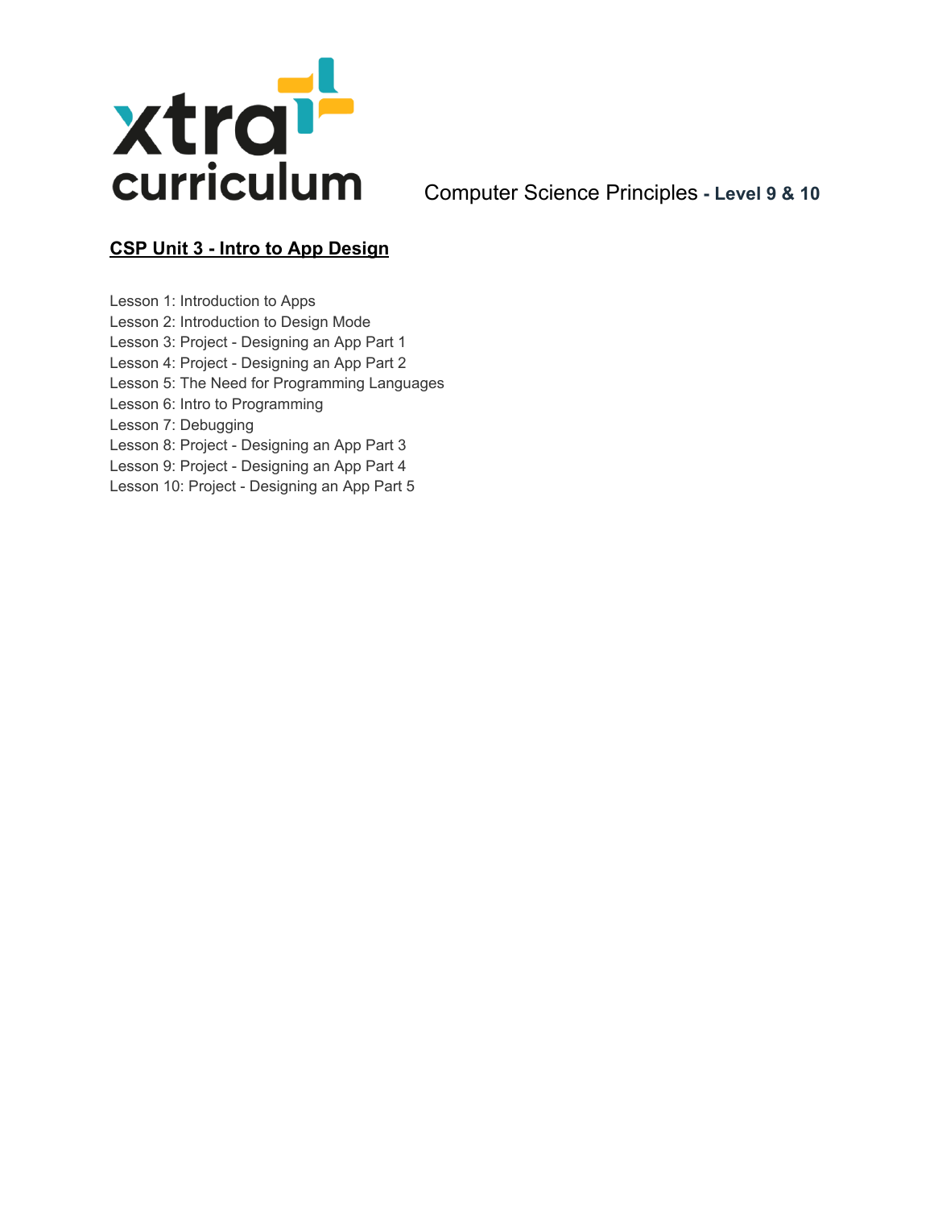Computer Science Principles **- Level 9 & 10**

## CSP Unit 3 - Intro to App Design

Lesson 1: Introduction to Apps
Lesson 2: Introduction to Design Mode
Lesson 3: Project - Designing an App Part 1
Lesson 4: Project - Designing an App Part 2
Lesson 5: The Need for Programming Languages
Lesson 6: Intro to Programming
Lesson 7: Debugging
Lesson 8: Project - Designing an App Part 3
Lesson 9: Project - Designing an App Part 4
Lesson 10: Project - Designing an App Part 5